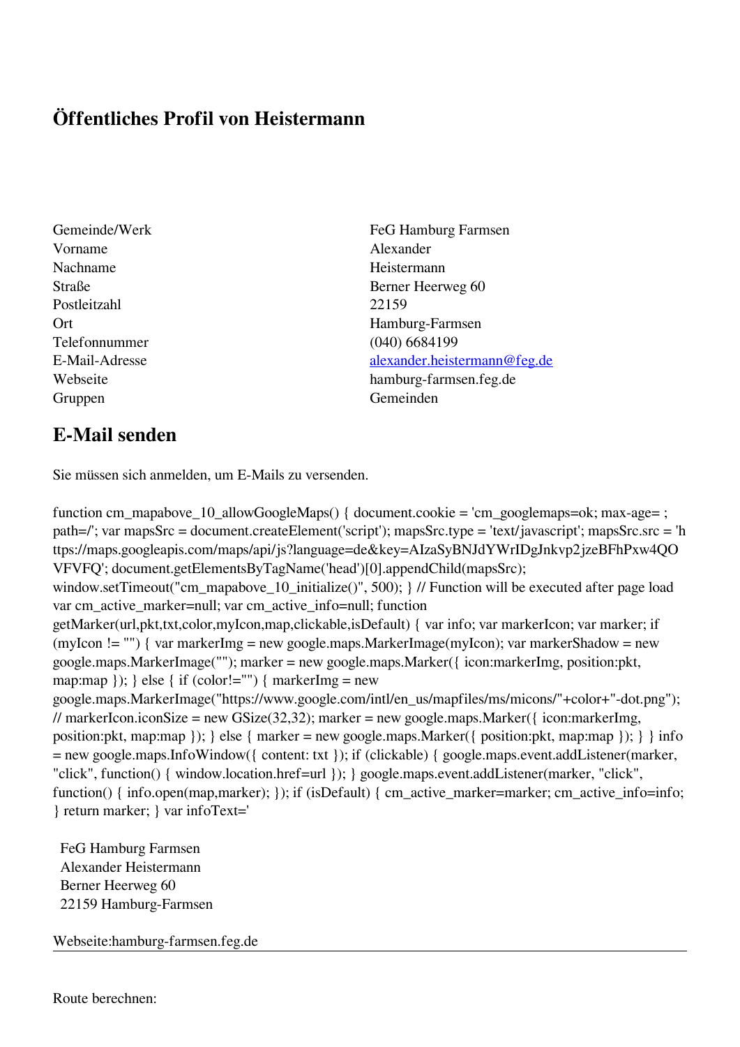# Öffentliches Profil von Heistermann

| | |
|---|---|
| Gemeinde/Werk | FeG Hamburg Farmsen |
| Vorname | Alexander |
| Nachname | Heistermann |
| Straße | Berner Heerweg 60 |
| Postleitzahl | 22159 |
| Ort | Hamburg-Farmsen |
| Telefonnummer | (040) 6684199 |
| E-Mail-Adresse | alexander.heistermann@feg.de |
| Webseite | hamburg-farmsen.feg.de |
| Gruppen | Gemeinden |

## E-Mail senden

Sie müssen sich anmelden, um E-Mails zu versenden.

function cm_mapabove_10_allowGoogleMaps() { document.cookie = 'cm_googlemaps=ok; max-age= ; path=/'; var mapsSrc = document.createElement('script'); mapsSrc.type = 'text/javascript'; mapsSrc.src = 'https://maps.googleapis.com/maps/api/js?language=de&key=AIzaSyBNJdYWrIDgJnkvp2jzeBFhPxw4QOVFVFQ'; document.getElementsByTagName('head')[0].appendChild(mapsSrc); window.setTimeout("cm_mapabove_10_initialize()", 500); } // Function will be executed after page load var cm_active_marker=null; var cm_active_info=null; function getMarker(url,pkt,txt,color,myIcon,map,clickable,isDefault) { var info; var markerIcon; var marker; if (myIcon != "") { var markerImg = new google.maps.MarkerImage(myIcon); var markerShadow = new google.maps.MarkerImage(""); marker = new google.maps.Marker({ icon:markerImg, position:pkt, map:map }); } else { if (color!="") { markerImg = new google.maps.MarkerImage("https://www.google.com/intl/en_us/mapfiles/ms/micons/"+color+"-dot.png"); // markerIcon.iconSize = new GSize(32,32); marker = new google.maps.Marker({ icon:markerImg, position:pkt, map:map }); } else { marker = new google.maps.Marker({ position:pkt, map:map }); } } info = new google.maps.InfoWindow({ content: txt }); if (clickable) { google.maps.event.addListener(marker, "click", function() { window.location.href=url }); } google.maps.event.addListener(marker, "click", function() { info.open(map,marker); }); if (isDefault) { cm_active_marker=marker; cm_active_info=info; } return marker; } var infoText='

FeG Hamburg Farmsen
Alexander Heistermann
Berner Heerweg 60
22159 Hamburg-Farmsen

Webseite:hamburg-farmsen.feg.de

---

Route berechnen: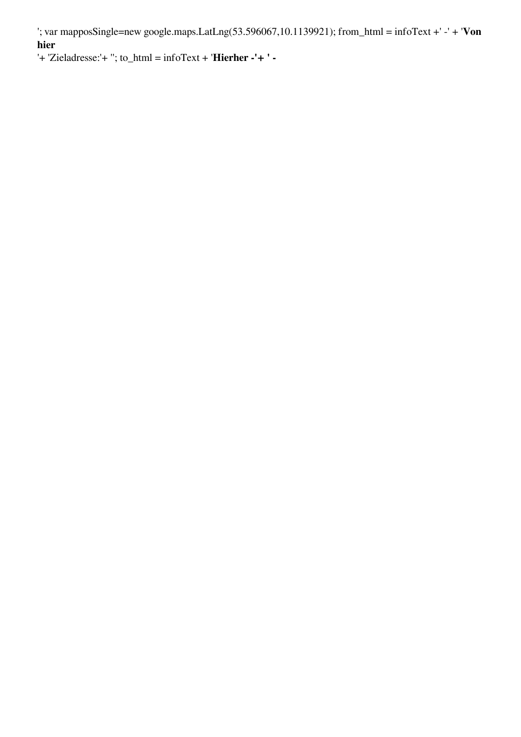'; var mapposSingle=new google.maps.LatLng(53.596067,10.1139921); from_html = infoText +' -' + '**Von hier**

'+ 'Zieladresse:'+ ''; to_html = infoText + '**Hierher -'+ ' -**